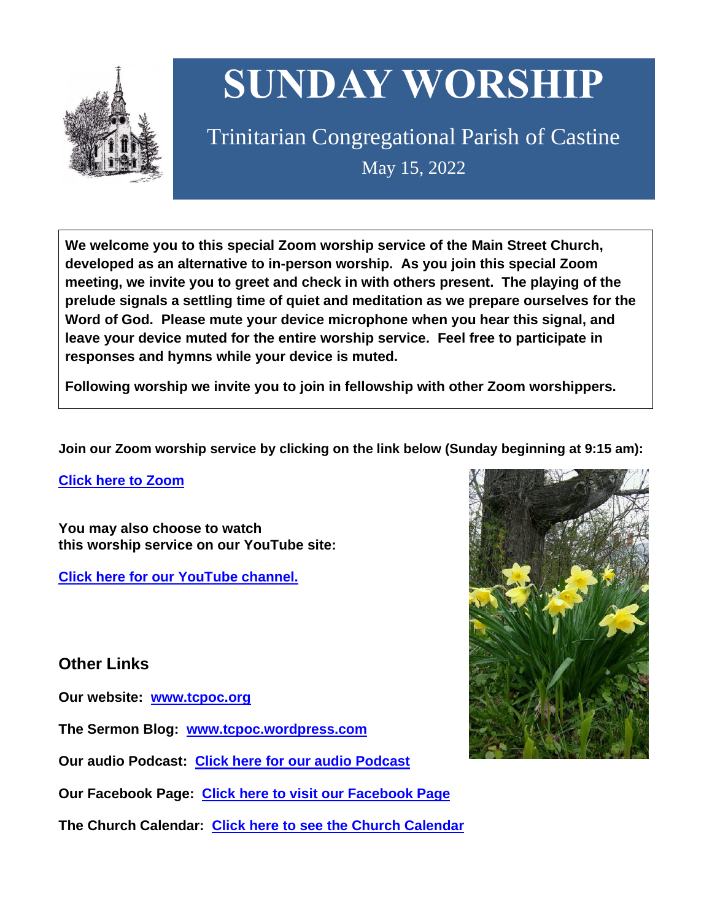# SUNDAY WORSHIP

Trinitarian Congregational Parish of Castine

May 15, 2022

**We welcome you to this special Zoom worship service of the Main Street Church, developed as an alternative to in-person worship. As you join this special Zoom meeting, we invite you to greet and check in with others present. The playing of the prelude signals a settling time of quiet and meditation as we prepare ourselves for the Word of God. Please mute your device microphone when you hear this signal, and leave your device muted for the entire worship service. Feel free to participate in responses and hymns while your device is muted.**

**Following worship we invite you to join in fellowship with other Zoom worshippers.**

**Join our Zoom worship service by clicking on the link below (Sunday beginning at 9:15 am):**

**Click here to Zoom**

**You may also choose to watch this worship service on our YouTube site:**

**Click here for our YouTube channel.**

## Other Links

**Our website: www.tcpoc.org**

**The Sermon Blog: www.tcpoc.wordpress.com**

**Our audio Podcast: Click here for our audio Podcast**

**Our Facebook Page: Click here to visit our Facebook Page**

**The Church Calendar: Click here to see the Church Calendar**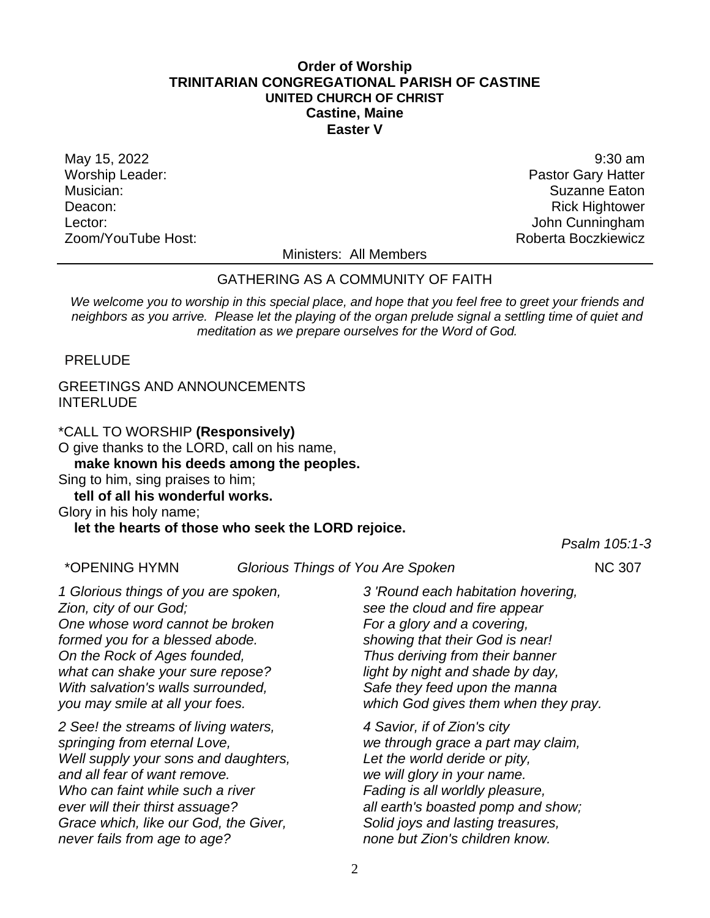**Order of Worship**
**TRINITARIAN CONGREGATIONAL PARISH OF CASTINE**
**UNITED CHURCH OF CHRIST**
**Castine, Maine**
**Easter V**

| | |
|---|---|
| May 15, 2022 | 9:30 am |
| Worship Leader: | Pastor Gary Hatter |
| Musician: | Suzanne Eaton |
| Deacon: | Rick Hightower |
| Lector: | John Cunningham |
| Zoom/YouTube Host: | Roberta Boczkiewicz |

Ministers: All Members

---

GATHERING AS A COMMUNITY OF FAITH

*We welcome you to worship in this special place, and hope that you feel free to greet your friends and neighbors as you arrive. Please let the playing of the organ prelude signal a settling time of quiet and meditation as we prepare ourselves for the Word of God.*

PRELUDE

GREETINGS AND ANNOUNCEMENTS
INTERLUDE

*CALL TO WORSHIP **(Responsively)**
O give thanks to the LORD, call on his name,
**make known his deeds among the peoples.**
Sing to him, sing praises to him;
**tell of all his wonderful works.**
Glory in his holy name;
**let the hearts of those who seek the LORD rejoice.**

*Psalm 105:1-3*

*OPENING HYMN *Glorious Things of You Are Spoken* NC 307

*1 Glorious things of you are spoken,*
*Zion, city of our God;*
*One whose word cannot be broken*
*formed you for a blessed abode.*
*On the Rock of Ages founded,*
*what can shake your sure repose?*
*With salvation's walls surrounded,*
*you may smile at all your foes.*

*2 See! the streams of living waters,*
*springing from eternal Love,*
*Well supply your sons and daughters,*
*and all fear of want remove.*
*Who can faint while such a river*
*ever will their thirst assuage?*
*Grace which, like our God, the Giver,*
*never fails from age to age?*

*3 'Round each habitation hovering,*
*see the cloud and fire appear*
*For a glory and a covering,*
*showing that their God is near!*
*Thus deriving from their banner*
*light by night and shade by day,*
*Safe they feed upon the manna*
*which God gives them when they pray.*

*4 Savior, if of Zion's city*
*we through grace a part may claim,*
*Let the world deride or pity,*
*we will glory in your name.*
*Fading is all worldly pleasure,*
*all earth's boasted pomp and show;*
*Solid joys and lasting treasures,*
*none but Zion's children know.*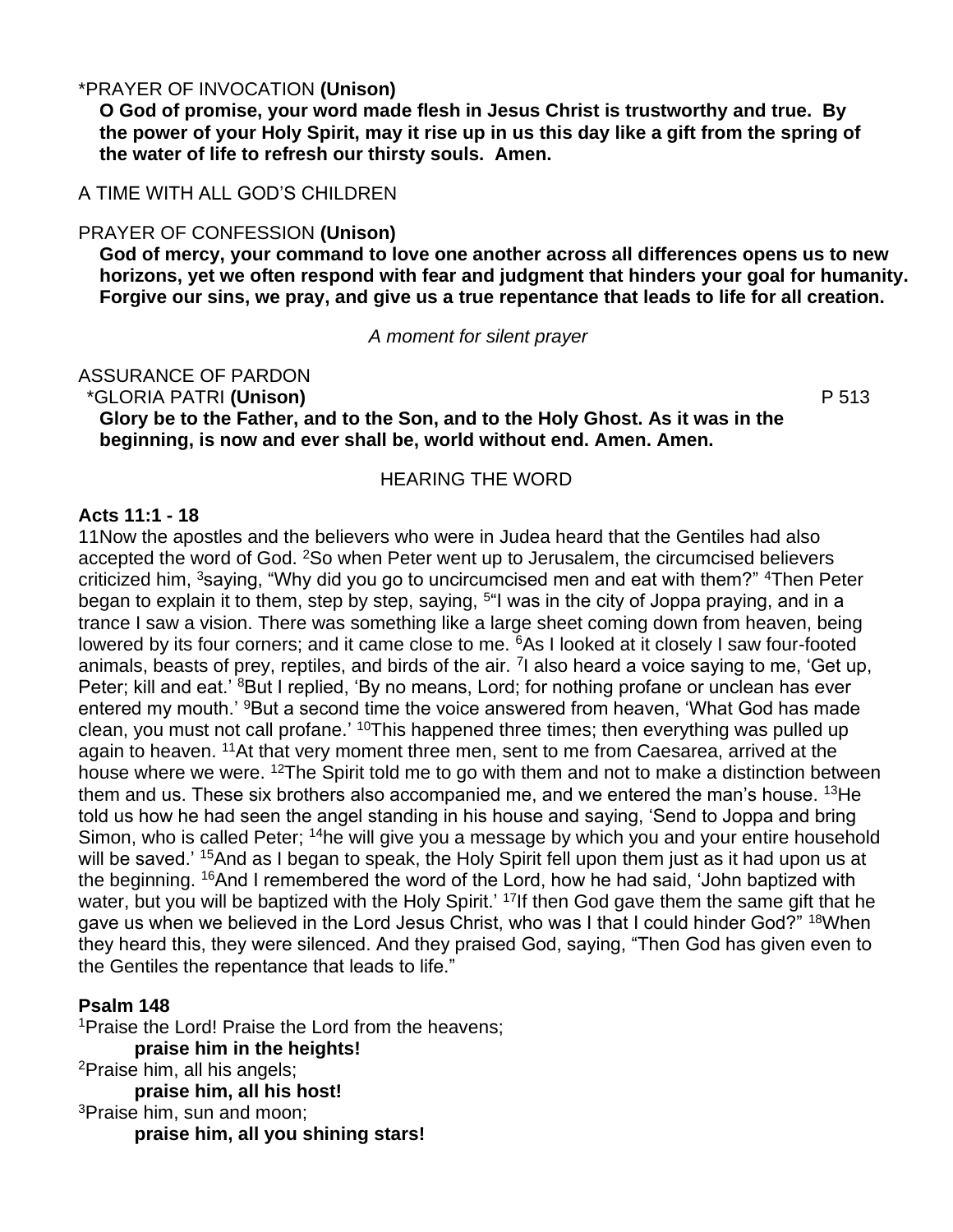*PRAYER OF INVOCATION **(Unison)**

**O God of promise, your word made flesh in Jesus Christ is trustworthy and true. By the power of your Holy Spirit, may it rise up in us this day like a gift from the spring of the water of life to refresh our thirsty souls. Amen.**

A TIME WITH ALL GOD'S CHILDREN

PRAYER OF CONFESSION **(Unison)**

**God of mercy, your command to love one another across all differences opens us to new horizons, yet we often respond with fear and judgment that hinders your goal for humanity. Forgive our sins, we pray, and give us a true repentance that leads to life for all creation.**

*A moment for silent prayer*

ASSURANCE OF PARDON

*GLORIA PATRI **(Unison)** P 513

**Glory be to the Father, and to the Son, and to the Holy Ghost. As it was in the beginning, is now and ever shall be, world without end. Amen. Amen.**

HEARING THE WORD

**Acts 11:1 - 18**

11Now the apostles and the believers who were in Judea heard that the Gentiles had also accepted the word of God. [2]So when Peter went up to Jerusalem, the circumcised believers criticized him, [3]saying, "Why did you go to uncircumcised men and eat with them?" [4]Then Peter began to explain it to them, step by step, saying, [5]"I was in the city of Joppa praying, and in a trance I saw a vision. There was something like a large sheet coming down from heaven, being lowered by its four corners; and it came close to me. [6]As I looked at it closely I saw four-footed animals, beasts of prey, reptiles, and birds of the air. [7]I also heard a voice saying to me, 'Get up, Peter; kill and eat.' [8]But I replied, 'By no means, Lord; for nothing profane or unclean has ever entered my mouth.' [9]But a second time the voice answered from heaven, 'What God has made clean, you must not call profane.' [10]This happened three times; then everything was pulled up again to heaven. [11]At that very moment three men, sent to me from Caesarea, arrived at the house where we were. [12]The Spirit told me to go with them and not to make a distinction between them and us. These six brothers also accompanied me, and we entered the man's house. [13]He told us how he had seen the angel standing in his house and saying, 'Send to Joppa and bring Simon, who is called Peter; [14]he will give you a message by which you and your entire household will be saved.' [15]And as I began to speak, the Holy Spirit fell upon them just as it had upon us at the beginning. [16]And I remembered the word of the Lord, how he had said, 'John baptized with water, but you will be baptized with the Holy Spirit.' [17]If then God gave them the same gift that he gave us when we believed in the Lord Jesus Christ, who was I that I could hinder God?" [18]When they heard this, they were silenced. And they praised God, saying, "Then God has given even to the Gentiles the repentance that leads to life."

**Psalm 148**

[1]Praise the Lord! Praise the Lord from the heavens;
**praise him in the heights!**
[2]Praise him, all his angels;
**praise him, all his host!**
[3]Praise him, sun and moon;
**praise him, all you shining stars!**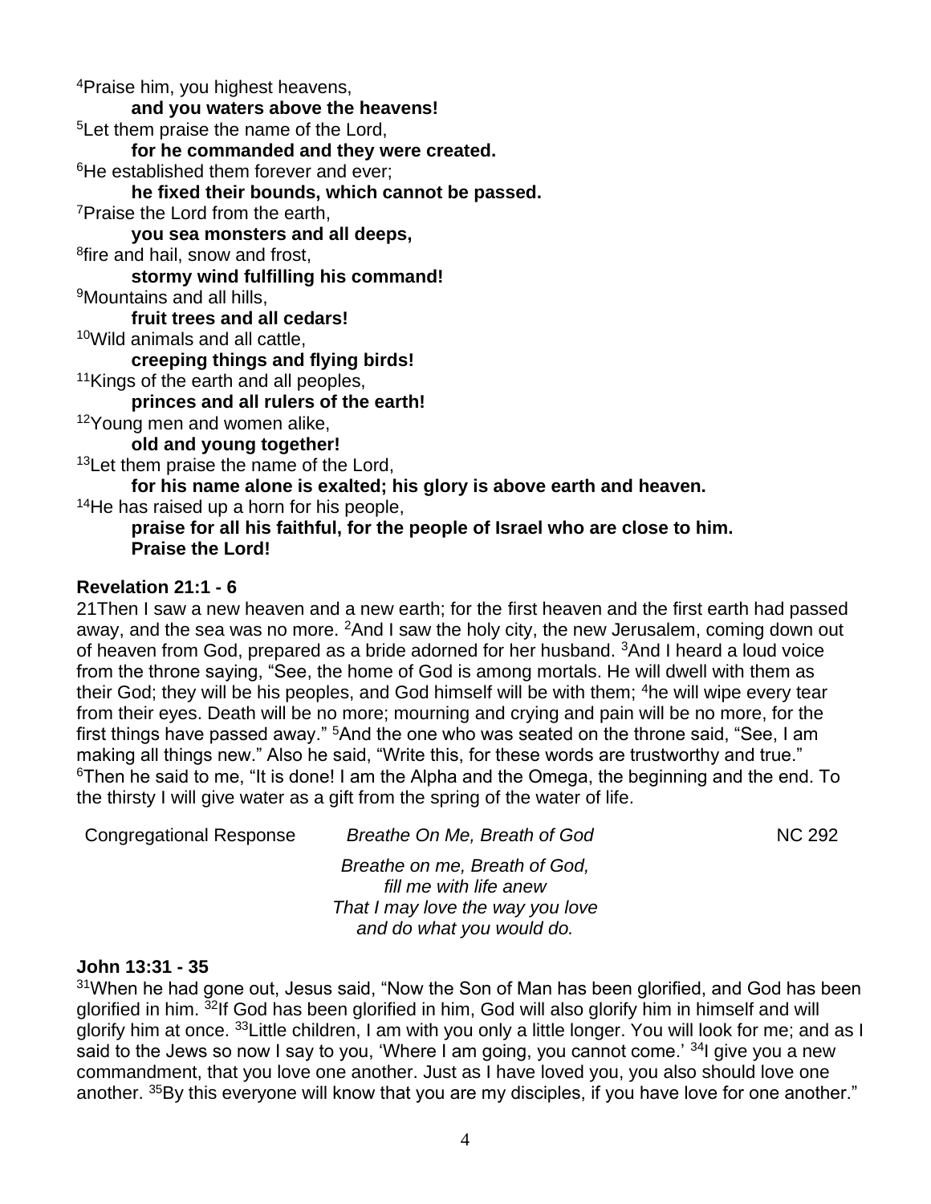[4]Praise him, you highest heavens,
**and you waters above the heavens!**
[5]Let them praise the name of the Lord,
**for he commanded and they were created.**
[6]He established them forever and ever;
**he fixed their bounds, which cannot be passed.**
[7]Praise the Lord from the earth,
**you sea monsters and all deeps,**
[8]fire and hail, snow and frost,
**stormy wind fulfilling his command!**
[9]Mountains and all hills,
**fruit trees and all cedars!**
[10]Wild animals and all cattle,
**creeping things and flying birds!**
[11]Kings of the earth and all peoples,
**princes and all rulers of the earth!**
[12]Young men and women alike,
**old and young together!**
[13]Let them praise the name of the Lord,
**for his name alone is exalted; his glory is above earth and heaven.**
[14]He has raised up a horn for his people,
**praise for all his faithful, for the people of Israel who are close to him.**
**Praise the Lord!**

**Revelation 21:1 - 6**

21Then I saw a new heaven and a new earth; for the first heaven and the first earth had passed away, and the sea was no more. [2]And I saw the holy city, the new Jerusalem, coming down out of heaven from God, prepared as a bride adorned for her husband. [3]And I heard a loud voice from the throne saying, "See, the home of God is among mortals. He will dwell with them as their God; they will be his peoples, and God himself will be with them; [4]he will wipe every tear from their eyes. Death will be no more; mourning and crying and pain will be no more, for the first things have passed away." [5]And the one who was seated on the throne said, "See, I am making all things new." Also he said, "Write this, for these words are trustworthy and true." [6]Then he said to me, "It is done! I am the Alpha and the Omega, the beginning and the end. To the thirsty I will give water as a gift from the spring of the water of life.

Congregational Response *Breathe On Me, Breath of God* NC 292

*Breathe on me, Breath of God,*
*fill me with life anew*
*That I may love the way you love*
*and do what you would do.*

**John 13:31 - 35**

[31]When he had gone out, Jesus said, "Now the Son of Man has been glorified, and God has been glorified in him. [32]If God has been glorified in him, God will also glorify him in himself and will glorify him at once. [33]Little children, I am with you only a little longer. You will look for me; and as I said to the Jews so now I say to you, 'Where I am going, you cannot come.' [34]I give you a new commandment, that you love one another. Just as I have loved you, you also should love one another. [35]By this everyone will know that you are my disciples, if you have love for one another."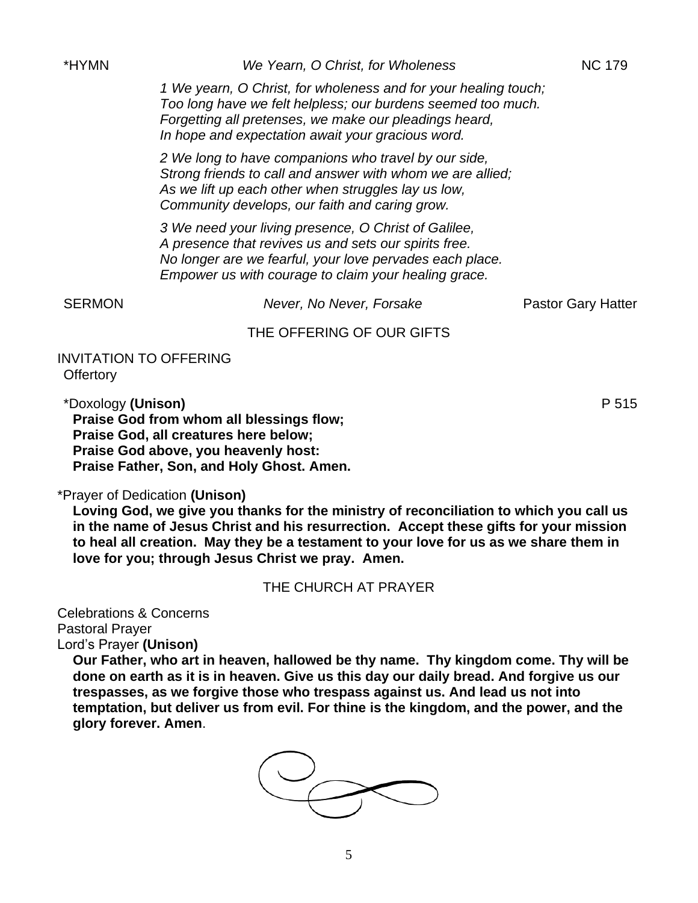*HYMN *We Yearn, O Christ, for Wholeness* NC 179

*1 We yearn, O Christ, for wholeness and for your healing touch;*
*Too long have we felt helpless; our burdens seemed too much.*
*Forgetting all pretenses, we make our pleadings heard,*
*In hope and expectation await your gracious word.*

*2 We long to have companions who travel by our side,*
*Strong friends to call and answer with whom we are allied;*
*As we lift up each other when struggles lay us low,*
*Community develops, our faith and caring grow.*

*3 We need your living presence, O Christ of Galilee,*
*A presence that revives us and sets our spirits free.*
*No longer are we fearful, your love pervades each place.*
*Empower us with courage to claim your healing grace.*

SERMON *Never, No Never, Forsake* Pastor Gary Hatter

## THE OFFERING OF OUR GIFTS

INVITATION TO OFFERING
Offertory

*Doxology **(Unison)** P 515
**Praise God from whom all blessings flow;**
**Praise God, all creatures here below;**
**Praise God above, you heavenly host:**
**Praise Father, Son, and Holy Ghost. Amen.**

*Prayer of Dedication **(Unison)**
**Loving God, we give you thanks for the ministry of reconciliation to which you call us in the name of Jesus Christ and his resurrection. Accept these gifts for your mission to heal all creation. May they be a testament to your love for us as we share them in love for you; through Jesus Christ we pray. Amen.**

## THE CHURCH AT PRAYER

Celebrations & Concerns
Pastoral Prayer
Lord's Prayer **(Unison)**
**Our Father, who art in heaven, hallowed be thy name. Thy kingdom come. Thy will be done on earth as it is in heaven. Give us this day our daily bread. And forgive us our trespasses, as we forgive those who trespass against us. And lead us not into temptation, but deliver us from evil. For thine is the kingdom, and the power, and the glory forever. Amen**.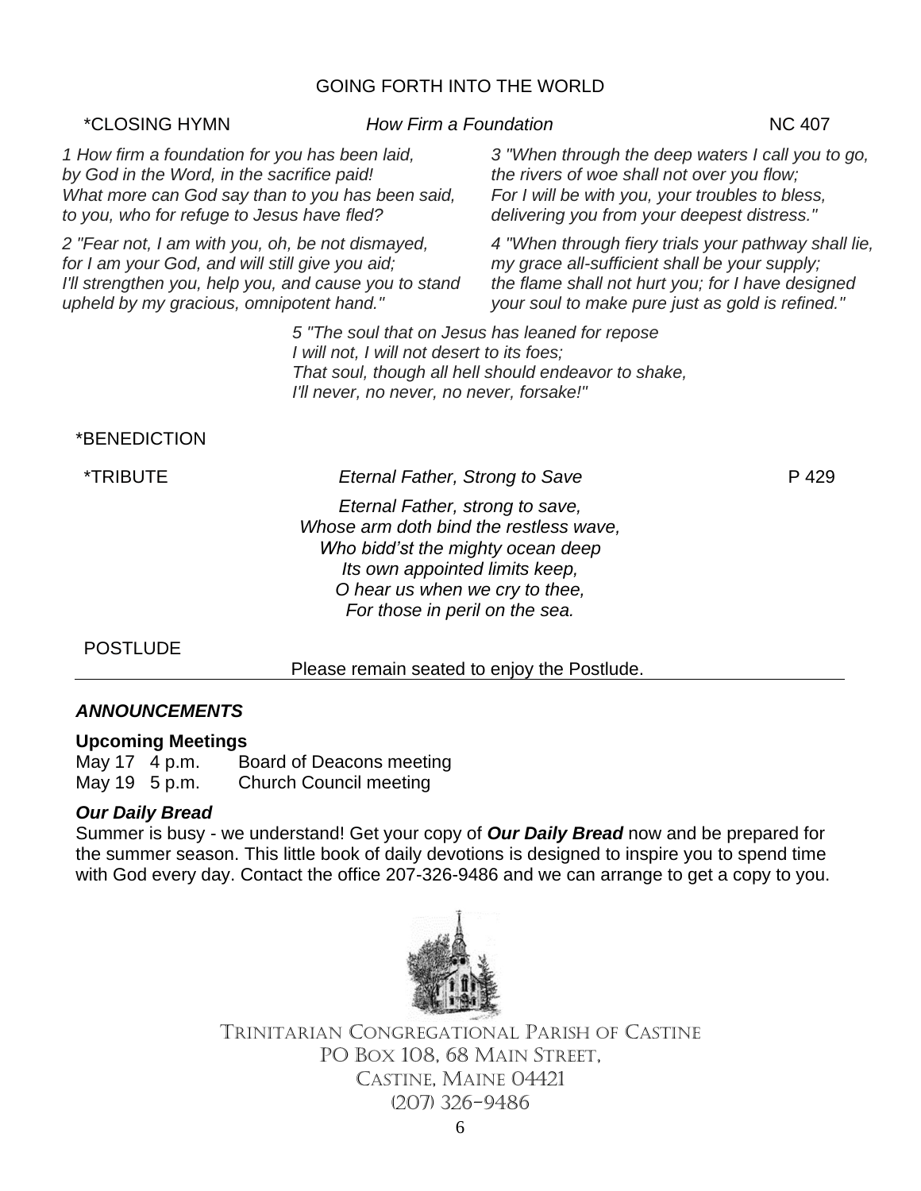## GOING FORTH INTO THE WORLD

*CLOSING HYMN *How Firm a Foundation* NC 407

*1 How firm a foundation for you has been laid,*
*by God in the Word, in the sacrifice paid!*
*What more can God say than to you has been said,*
*to you, who for refuge to Jesus have fled?*

*2 "Fear not, I am with you, oh, be not dismayed,*
*for I am your God, and will still give you aid;*
*I'll strengthen you, help you, and cause you to stand*
*upheld by my gracious, omnipotent hand."*

*3 "When through the deep waters I call you to go,*
*the rivers of woe shall not over you flow;*
*For I will be with you, your troubles to bless,*
*delivering you from your deepest distress."*

*4 "When through fiery trials your pathway shall lie,*
*my grace all-sufficient shall be your supply;*
*the flame shall not hurt you; for I have designed*
*your soul to make pure just as gold is refined."*

*5 "The soul that on Jesus has leaned for repose*
*I will not, I will not desert to its foes;*
*That soul, though all hell should endeavor to shake,*
*I'll never, no never, no never, forsake!"*

*BENEDICTION

*TRIBUTE *Eternal Father, Strong to Save* P 429

*Eternal Father, strong to save,*
*Whose arm doth bind the restless wave,*
*Who bidd'st the mighty ocean deep*
*Its own appointed limits keep,*
*O hear us when we cry to thee,*
*For those in peril on the sea.*

POSTLUDE

Please remain seated to enjoy the Postlude.

---

### *ANNOUNCEMENTS*

**Upcoming Meetings**

May 17 4 p.m. Board of Deacons meeting
May 19 5 p.m. Church Council meeting

***Our Daily Bread***

Summer is busy - we understand! Get your copy of ***Our Daily Bread*** now and be prepared for the summer season. This little book of daily devotions is designed to inspire you to spend time with God every day. Contact the office 207-326-9486 and we can arrange to get a copy to you.

TRINITARIAN CONGREGATIONAL PARISH OF CASTINE
PO BOX 108, 68 MAIN STREET,
CASTINE, MAINE 04421
(207) 326-9486